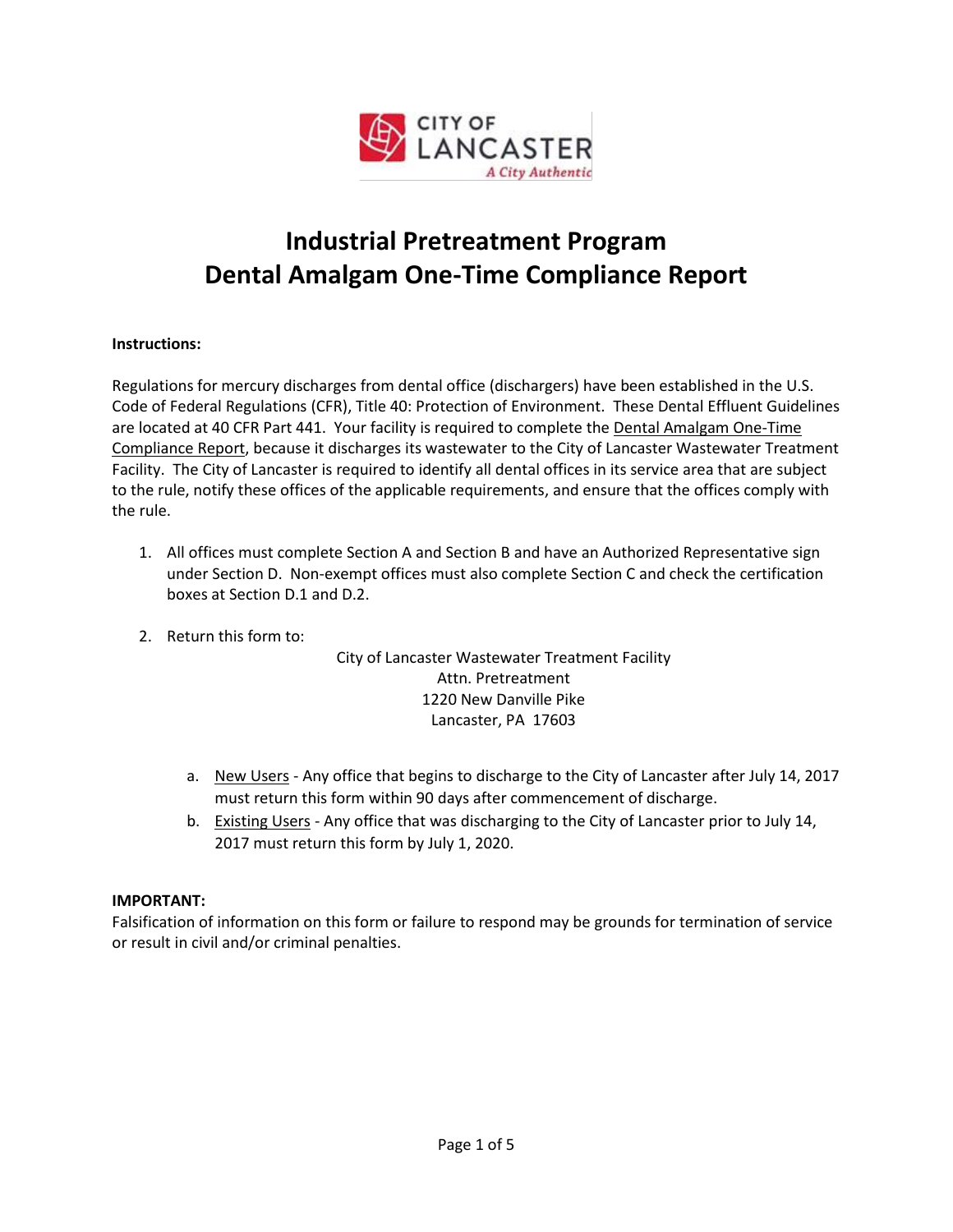CITY OF LANCASTER
*A City Authentic*

# Industrial Pretreatment Program
# Dental Amalgam One-Time Compliance Report

**Instructions:**

Regulations for mercury discharges from dental office (dischargers) have been established in the U.S. Code of Federal Regulations (CFR), Title 40: Protection of Environment. These Dental Effluent Guidelines are located at 40 CFR Part 441. Your facility is required to complete the Dental Amalgam One-Time Compliance Report, because it discharges its wastewater to the City of Lancaster Wastewater Treatment Facility. The City of Lancaster is required to identify all dental offices in its service area that are subject to the rule, notify these offices of the applicable requirements, and ensure that the offices comply with the rule.

1. All offices must complete Section A and Section B and have an Authorized Representative sign under Section D. Non-exempt offices must also complete Section C and check the certification boxes at Section D.1 and D.2.

2. Return this form to:

   City of Lancaster Wastewater Treatment Facility
   Attn. Pretreatment
   1220 New Danville Pike
   Lancaster, PA 17603

   a. New Users - Any office that begins to discharge to the City of Lancaster after July 14, 2017 must return this form within 90 days after commencement of discharge.
   b. Existing Users - Any office that was discharging to the City of Lancaster prior to July 14, 2017 must return this form by July 1, 2020.

**IMPORTANT:**
Falsification of information on this form or failure to respond may be grounds for termination of service or result in civil and/or criminal penalties.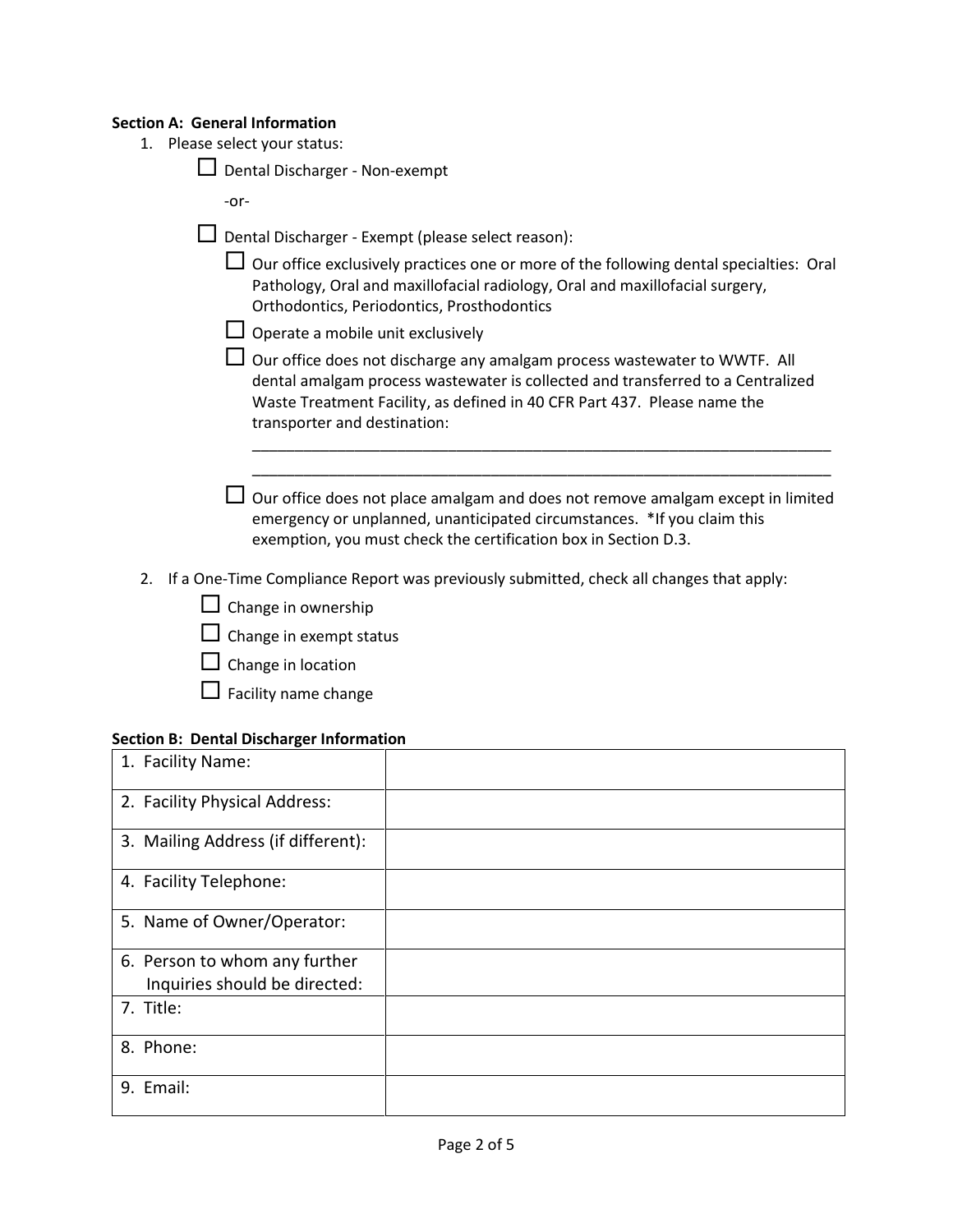**Section A: General Information**

1. Please select your status:

   ☐ Dental Discharger - Non-exempt

   -or-

   ☐ Dental Discharger - Exempt (please select reason):

   ☐ Our office exclusively practices one or more of the following dental specialties: Oral Pathology, Oral and maxillofacial radiology, Oral and maxillofacial surgery, Orthodontics, Periodontics, Prosthodontics

   ☐ Operate a mobile unit exclusively

   ☐ Our office does not discharge any amalgam process wastewater to WWTF. All dental amalgam process wastewater is collected and transferred to a Centralized Waste Treatment Facility, as defined in 40 CFR Part 437. Please name the transporter and destination:

   ______________________________________________________________________

   ______________________________________________________________________

   ☐ Our office does not place amalgam and does not remove amalgam except in limited emergency or unplanned, unanticipated circumstances. *If you claim this exemption, you must check the certification box in Section D.3.

2. If a One-Time Compliance Report was previously submitted, check all changes that apply:

   ☐ Change in ownership

   ☐ Change in exempt status

   ☐ Change in location

   ☐ Facility name change

**Section B: Dental Discharger Information**

| | |
|---|---|
| 1. Facility Name: | |
| 2. Facility Physical Address: | |
| 3. Mailing Address (if different): | |
| 4. Facility Telephone: | |
| 5. Name of Owner/Operator: | |
| 6. Person to whom any further Inquiries should be directed: | |
| 7. Title: | |
| 8. Phone: | |
| 9. Email: | |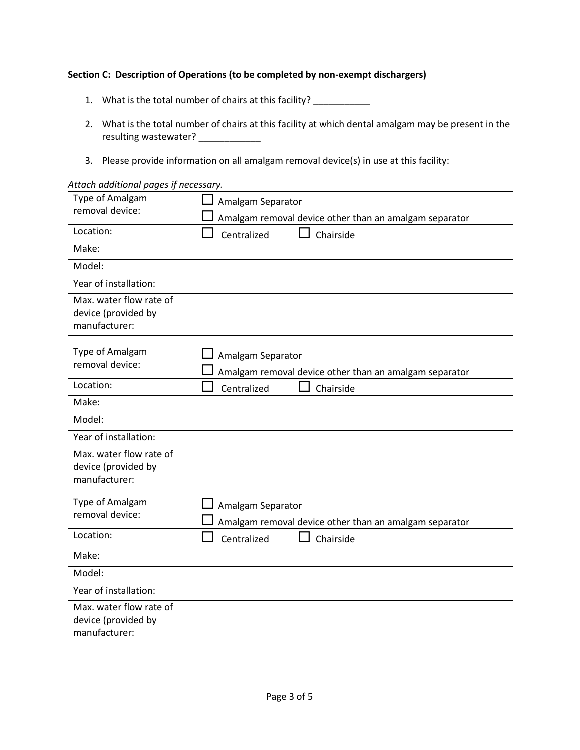**Section C: Description of Operations (to be completed by non-exempt dischargers)**

1. What is the total number of chairs at this facility? ___________

2. What is the total number of chairs at this facility at which dental amalgam may be present in the resulting wastewater? ____________

3. Please provide information on all amalgam removal device(s) in use at this facility:

*Attach additional pages if necessary.*

| Type of Amalgam removal device: | ☐ Amalgam Separator<br>☐ Amalgam removal device other than an amalgam separator |
|---|---|
| Location: | ☐ Centralized ☐ Chairside |
| Make: | |
| Model: | |
| Year of installation: | |
| Max. water flow rate of device (provided by manufacturer: | |

| Type of Amalgam removal device: | ☐ Amalgam Separator<br>☐ Amalgam removal device other than an amalgam separator |
|---|---|
| Location: | ☐ Centralized ☐ Chairside |
| Make: | |
| Model: | |
| Year of installation: | |
| Max. water flow rate of device (provided by manufacturer: | |

| Type of Amalgam removal device: | ☐ Amalgam Separator<br>☐ Amalgam removal device other than an amalgam separator |
|---|---|
| Location: | ☐ Centralized ☐ Chairside |
| Make: | |
| Model: | |
| Year of installation: | |
| Max. water flow rate of device (provided by manufacturer: | |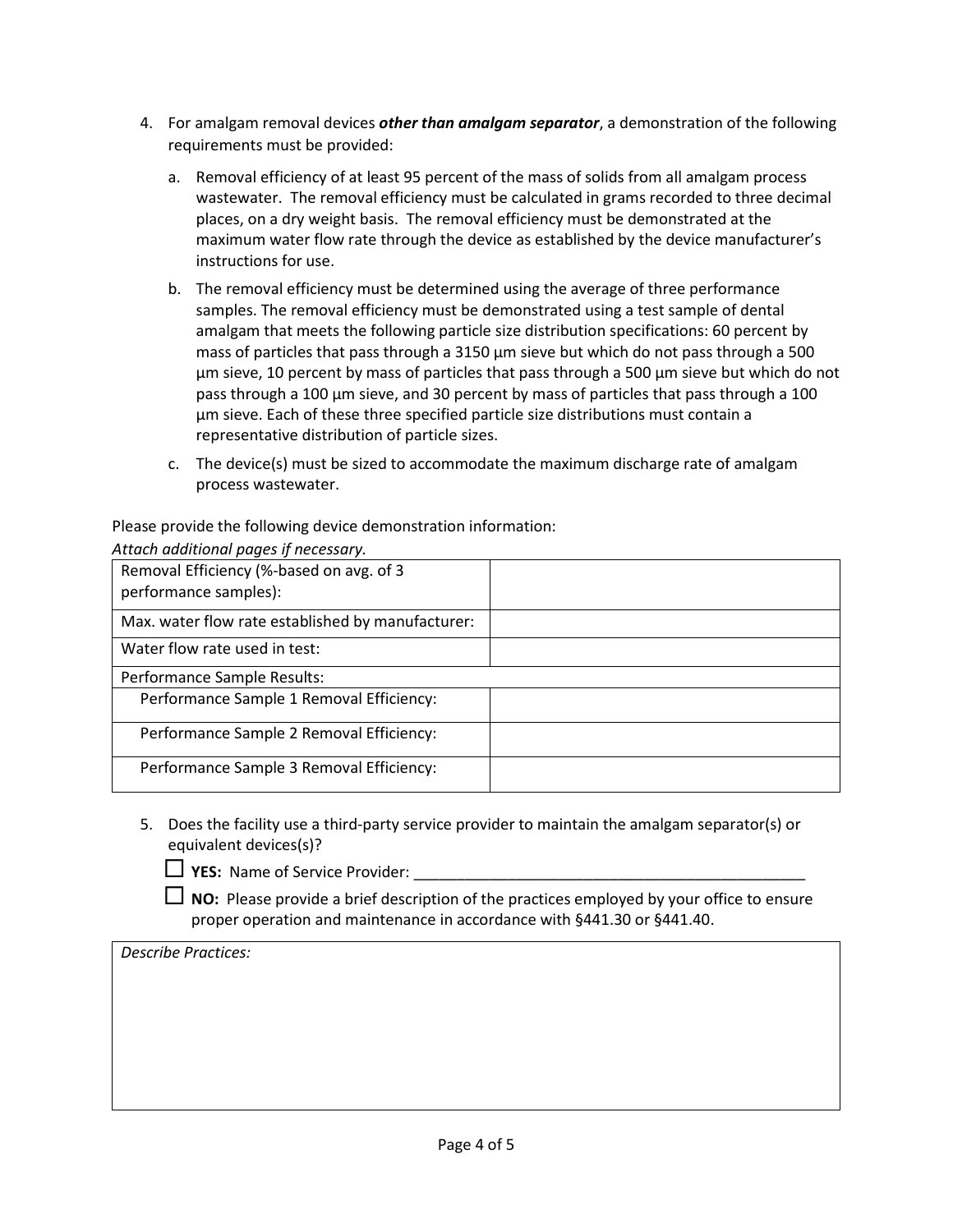4. For amalgam removal devices ***other than amalgam separator***, a demonstration of the following requirements must be provided:

   a. Removal efficiency of at least 95 percent of the mass of solids from all amalgam process wastewater. The removal efficiency must be calculated in grams recorded to three decimal places, on a dry weight basis. The removal efficiency must be demonstrated at the maximum water flow rate through the device as established by the device manufacturer's instructions for use.

   b. The removal efficiency must be determined using the average of three performance samples. The removal efficiency must be demonstrated using a test sample of dental amalgam that meets the following particle size distribution specifications: 60 percent by mass of particles that pass through a 3150 µm sieve but which do not pass through a 500 µm sieve, 10 percent by mass of particles that pass through a 500 µm sieve but which do not pass through a 100 µm sieve, and 30 percent by mass of particles that pass through a 100 µm sieve. Each of these three specified particle size distributions must contain a representative distribution of particle sizes.

   c. The device(s) must be sized to accommodate the maximum discharge rate of amalgam process wastewater.

Please provide the following device demonstration information:
*Attach additional pages if necessary.*

| Removal Efficiency (%-based on avg. of 3 performance samples): | |
|---|---|
| Max. water flow rate established by manufacturer: | |
| Water flow rate used in test: | |
| Performance Sample Results: | |
| Performance Sample 1 Removal Efficiency: | |
| Performance Sample 2 Removal Efficiency: | |
| Performance Sample 3 Removal Efficiency: | |

5. Does the facility use a third-party service provider to maintain the amalgam separator(s) or equivalent devices(s)?

   ☐ **YES:** Name of Service Provider: ________________________________________________

   ☐ **NO:** Please provide a brief description of the practices employed by your office to ensure proper operation and maintenance in accordance with §441.30 or §441.40.

| *Describe Practices:* |
|---|
| |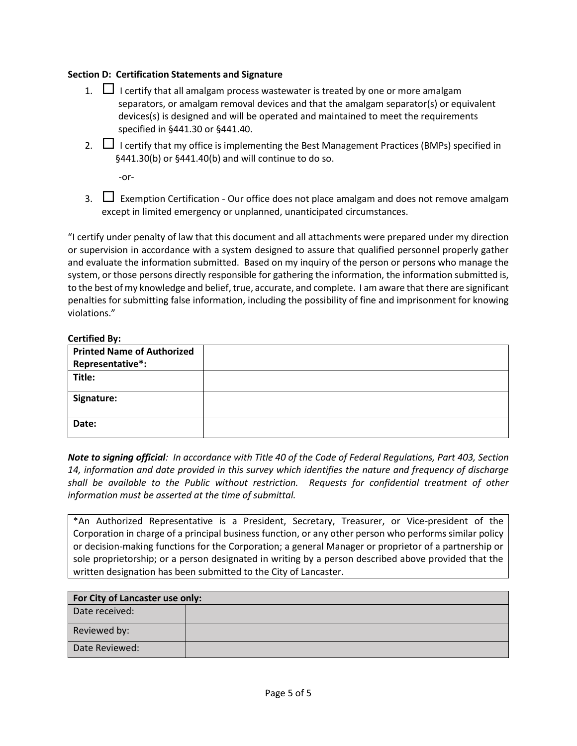**Section D: Certification Statements and Signature**

1. ☐ I certify that all amalgam process wastewater is treated by one or more amalgam separators, or amalgam removal devices and that the amalgam separator(s) or equivalent devices(s) is designed and will be operated and maintained to meet the requirements specified in §441.30 or §441.40.
2. ☐ I certify that my office is implementing the Best Management Practices (BMPs) specified in §441.30(b) or §441.40(b) and will continue to do so.

   -or-

3. ☐ Exemption Certification - Our office does not place amalgam and does not remove amalgam except in limited emergency or unplanned, unanticipated circumstances.

"I certify under penalty of law that this document and all attachments were prepared under my direction or supervision in accordance with a system designed to assure that qualified personnel properly gather and evaluate the information submitted. Based on my inquiry of the person or persons who manage the system, or those persons directly responsible for gathering the information, the information submitted is, to the best of my knowledge and belief, true, accurate, and complete. I am aware that there are significant penalties for submitting false information, including the possibility of fine and imprisonment for knowing violations."

**Certified By:**

| | |
|---|---|
| **Printed Name of Authorized Representative*:** | |
| **Title:** | |
| **Signature:** | |
| **Date:** | |

***Note to signing official**: In accordance with Title 40 of the Code of Federal Regulations, Part 403, Section 14, information and date provided in this survey which identifies the nature and frequency of discharge shall be available to the Public without restriction. Requests for confidential treatment of other information must be asserted at the time of submittal.*

*An Authorized Representative is a President, Secretary, Treasurer, or Vice-president of the Corporation in charge of a principal business function, or any other person who performs similar policy or decision-making functions for the Corporation; a general Manager or proprietor of a partnership or sole proprietorship; or a person designated in writing by a person described above provided that the written designation has been submitted to the City of Lancaster.

| **For City of Lancaster use only:** | |
|---|---|
| Date received: | |
| Reviewed by: | |
| Date Reviewed: | |